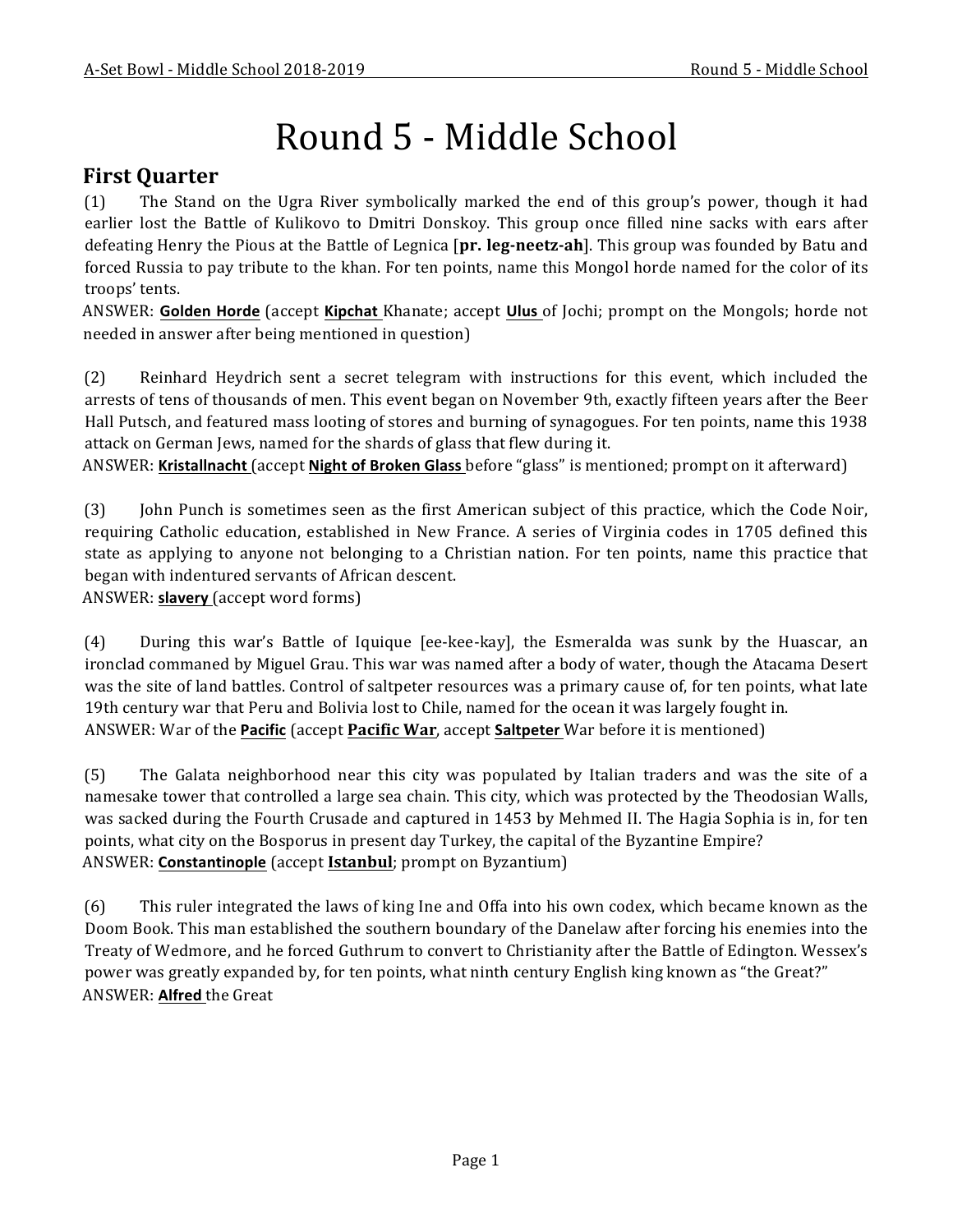# Round 5 - Middle School

## First Quarter

(1) The Stand on the Ugra River symbolically marked the end of this group's power, though it had earlier lost the Battle of Kulikovo to Dmitri Donskoy. This group once filled nine sacks with ears after defeating Henry the Pious at the Battle of Legnica [**pr. leg-neetz-ah**]. This group was founded by Batu and forced Russia to pay tribute to the khan. For ten points, name this Mongol horde named for the color of its troops' tents.

ANSWER: **Golden Horde** (accept **Kipchat** Khanate; accept **Ulus** of Jochi; prompt on the Mongols; horde not needed in answer after being mentioned in question)

(2) Reinhard Heydrich sent a secret telegram with instructions for this event, which included the arrests of tens of thousands of men. This event began on November 9th, exactly fifteen years after the Beer Hall Putsch, and featured mass looting of stores and burning of synagogues. For ten points, name this 1938 attack on German Jews, named for the shards of glass that flew during it.

ANSWER: **Kristallnacht** (accept **Night of Broken Glass** before "glass" is mentioned; prompt on it afterward)

(3) John Punch is sometimes seen as the first American subject of this practice, which the Code Noir, requiring Catholic education, established in New France. A series of Virginia codes in 1705 defined this state as applying to anyone not belonging to a Christian nation. For ten points, name this practice that began with indentured servants of African descent.

ANSWER: **slavery** (accept word forms)

(4) During this war's Battle of Iquique [ee-kee-kay], the Esmeralda was sunk by the Huascar, an ironclad commaned by Miguel Grau. This war was named after a body of water, though the Atacama Desert was the site of land battles. Control of saltpeter resources was a primary cause of, for ten points, what late 19th century war that Peru and Bolivia lost to Chile, named for the ocean it was largely fought in.

ANSWER: War of the **Pacific** (accept **Pacific War**, accept **Saltpeter** War before it is mentioned)

(5) The Galata neighborhood near this city was populated by Italian traders and was the site of a namesake tower that controlled a large sea chain. This city, which was protected by the Theodosian Walls, was sacked during the Fourth Crusade and captured in 1453 by Mehmed II. The Hagia Sophia is in, for ten points, what city on the Bosporus in present day Turkey, the capital of the Byzantine Empire?

ANSWER: **Constantinople** (accept **Istanbul**; prompt on Byzantium)

(6) This ruler integrated the laws of king Ine and Offa into his own codex, which became known as the Doom Book. This man established the southern boundary of the Danelaw after forcing his enemies into the Treaty of Wedmore, and he forced Guthrum to convert to Christianity after the Battle of Edington. Wessex's power was greatly expanded by, for ten points, what ninth century English king known as "the Great?"

ANSWER: **Alfred** the Great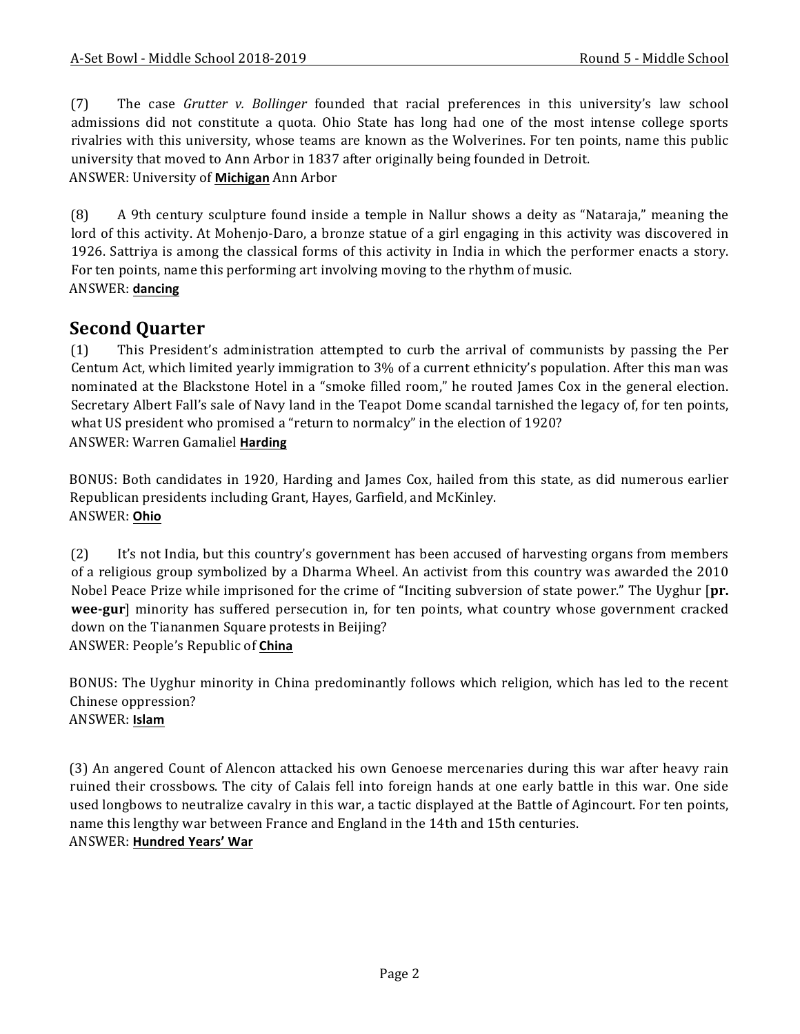(7) The case *Grutter v. Bollinger* founded that racial preferences in this university's law school admissions did not constitute a quota. Ohio State has long had one of the most intense college sports rivalries with this university, whose teams are known as the Wolverines. For ten points, name this public university that moved to Ann Arbor in 1837 after originally being founded in Detroit.
ANSWER: University of **Michigan** Ann Arbor

(8) A 9th century sculpture found inside a temple in Nallur shows a deity as "Nataraja," meaning the lord of this activity. At Mohenjo-Daro, a bronze statue of a girl engaging in this activity was discovered in 1926. Sattriya is among the classical forms of this activity in India in which the performer enacts a story. For ten points, name this performing art involving moving to the rhythm of music.
ANSWER: **dancing**

## Second Quarter

(1) This President's administration attempted to curb the arrival of communists by passing the Per Centum Act, which limited yearly immigration to 3% of a current ethnicity's population. After this man was nominated at the Blackstone Hotel in a "smoke filled room," he routed James Cox in the general election. Secretary Albert Fall's sale of Navy land in the Teapot Dome scandal tarnished the legacy of, for ten points, what US president who promised a "return to normalcy" in the election of 1920?
ANSWER: Warren Gamaliel **Harding**

BONUS: Both candidates in 1920, Harding and James Cox, hailed from this state, as did numerous earlier Republican presidents including Grant, Hayes, Garfield, and McKinley.
ANSWER: **Ohio**

(2) It's not India, but this country's government has been accused of harvesting organs from members of a religious group symbolized by a Dharma Wheel. An activist from this country was awarded the 2010 Nobel Peace Prize while imprisoned for the crime of "Inciting subversion of state power." The Uyghur [**pr. wee-gur**] minority has suffered persecution in, for ten points, what country whose government cracked down on the Tiananmen Square protests in Beijing?
ANSWER: People's Republic of **China**

BONUS: The Uyghur minority in China predominantly follows which religion, which has led to the recent Chinese oppression?
ANSWER: **Islam**

(3) An angered Count of Alencon attacked his own Genoese mercenaries during this war after heavy rain ruined their crossbows. The city of Calais fell into foreign hands at one early battle in this war. One side used longbows to neutralize cavalry in this war, a tactic displayed at the Battle of Agincourt. For ten points, name this lengthy war between France and England in the 14th and 15th centuries.
ANSWER: **Hundred Years' War**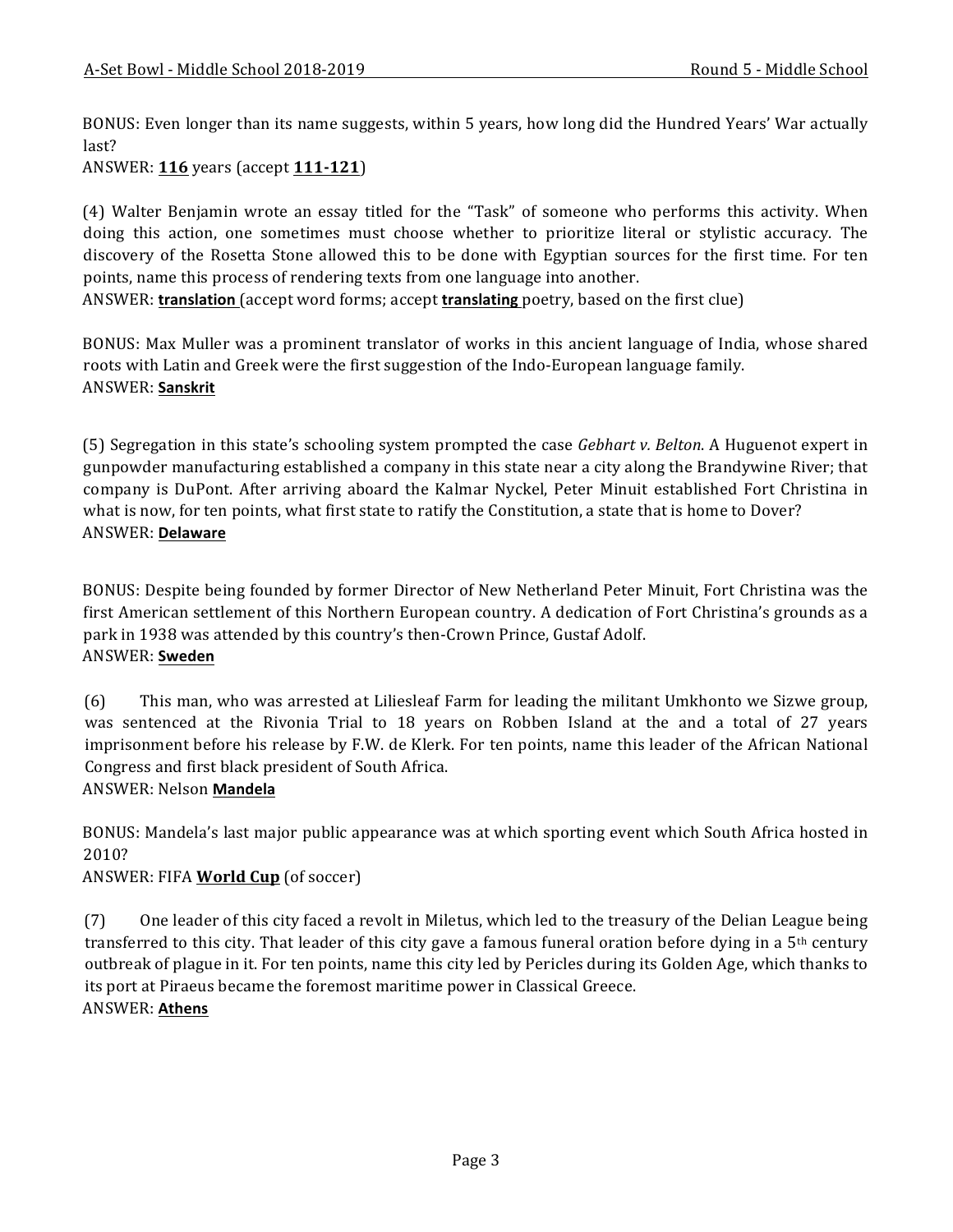BONUS: Even longer than its name suggests, within 5 years, how long did the Hundred Years' War actually last?

ANSWER: **116** years (accept **111-121**)

(4) Walter Benjamin wrote an essay titled for the "Task" of someone who performs this activity. When doing this action, one sometimes must choose whether to prioritize literal or stylistic accuracy. The discovery of the Rosetta Stone allowed this to be done with Egyptian sources for the first time. For ten points, name this process of rendering texts from one language into another.

ANSWER: **translation** (accept word forms; accept **translating** poetry, based on the first clue)

BONUS: Max Muller was a prominent translator of works in this ancient language of India, whose shared roots with Latin and Greek were the first suggestion of the Indo-European language family.

ANSWER: **Sanskrit**

(5) Segregation in this state's schooling system prompted the case *Gebhart v. Belton*. A Huguenot expert in gunpowder manufacturing established a company in this state near a city along the Brandywine River; that company is DuPont. After arriving aboard the Kalmar Nyckel, Peter Minuit established Fort Christina in what is now, for ten points, what first state to ratify the Constitution, a state that is home to Dover?

ANSWER: **Delaware**

BONUS: Despite being founded by former Director of New Netherland Peter Minuit, Fort Christina was the first American settlement of this Northern European country. A dedication of Fort Christina's grounds as a park in 1938 was attended by this country's then-Crown Prince, Gustaf Adolf.

ANSWER: **Sweden**

(6) This man, who was arrested at Liliesleaf Farm for leading the militant Umkhonto we Sizwe group, was sentenced at the Rivonia Trial to 18 years on Robben Island at the and a total of 27 years imprisonment before his release by F.W. de Klerk. For ten points, name this leader of the African National Congress and first black president of South Africa.

ANSWER: Nelson **Mandela**

BONUS: Mandela's last major public appearance was at which sporting event which South Africa hosted in 2010?

ANSWER: FIFA **World Cup** (of soccer)

(7) One leader of this city faced a revolt in Miletus, which led to the treasury of the Delian League being transferred to this city. That leader of this city gave a famous funeral oration before dying in a 5th century outbreak of plague in it. For ten points, name this city led by Pericles during its Golden Age, which thanks to its port at Piraeus became the foremost maritime power in Classical Greece.

ANSWER: **Athens**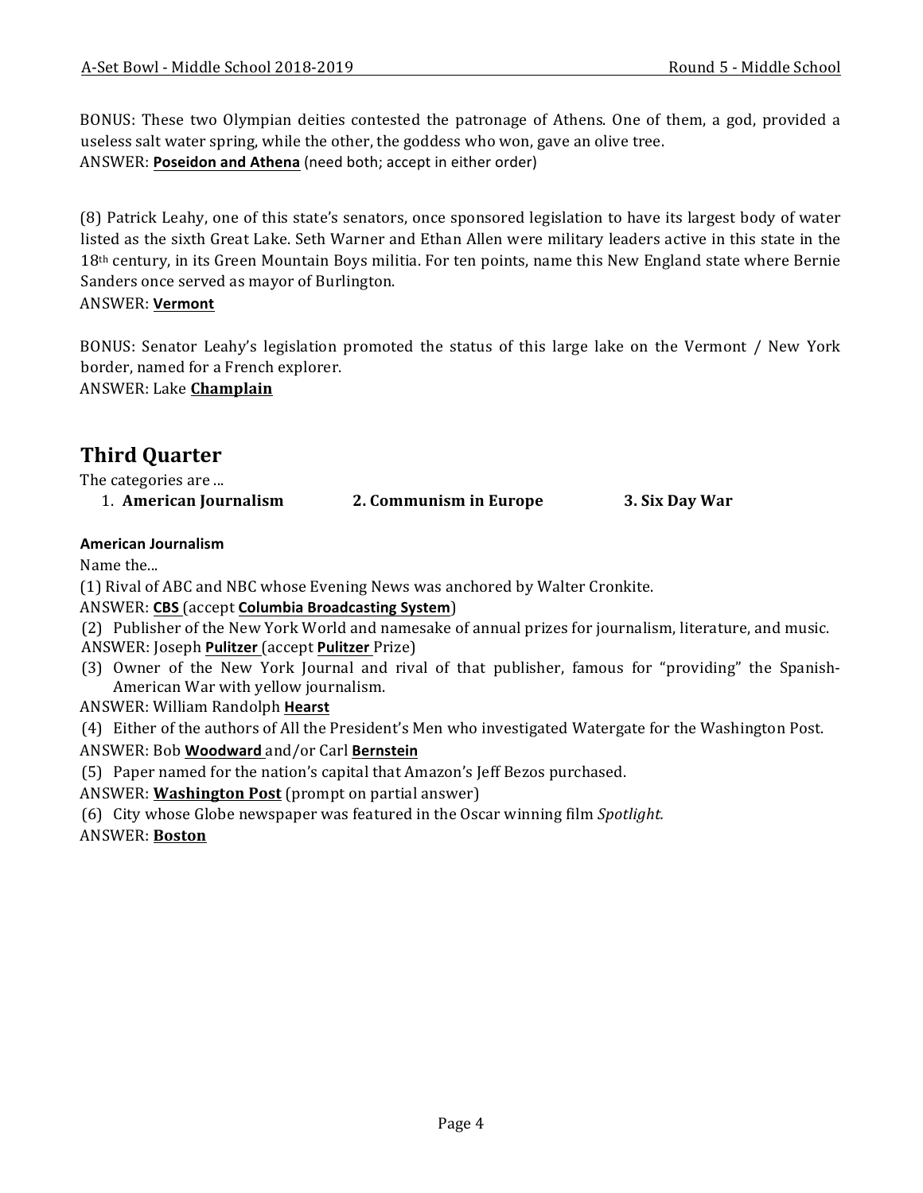BONUS: These two Olympian deities contested the patronage of Athens. One of them, a god, provided a useless salt water spring, while the other, the goddess who won, gave an olive tree.
ANSWER: **Poseidon and Athena** (need both; accept in either order)

(8) Patrick Leahy, one of this state's senators, once sponsored legislation to have its largest body of water listed as the sixth Great Lake. Seth Warner and Ethan Allen were military leaders active in this state in the 18th century, in its Green Mountain Boys militia. For ten points, name this New England state where Bernie Sanders once served as mayor of Burlington.
ANSWER: **Vermont**

BONUS: Senator Leahy's legislation promoted the status of this large lake on the Vermont / New York border, named for a French explorer.
ANSWER: Lake **Champlain**

## Third Quarter

The categories are ...

1. **American Journalism** 2. **Communism in Europe** 3. **Six Day War**

**American Journalism**

Name the...

(1) Rival of ABC and NBC whose Evening News was anchored by Walter Cronkite.
ANSWER: **CBS** (accept **Columbia Broadcasting System**)

(2) Publisher of the New York World and namesake of annual prizes for journalism, literature, and music.
ANSWER: Joseph **Pulitzer** (accept **Pulitzer** Prize)

(3) Owner of the New York Journal and rival of that publisher, famous for "providing" the Spanish-American War with yellow journalism.
ANSWER: William Randolph **Hearst**

(4) Either of the authors of All the President's Men who investigated Watergate for the Washington Post.
ANSWER: Bob **Woodward** and/or Carl **Bernstein**

(5) Paper named for the nation's capital that Amazon's Jeff Bezos purchased.
ANSWER: **Washington Post** (prompt on partial answer)

(6) City whose Globe newspaper was featured in the Oscar winning film *Spotlight.*
ANSWER: **Boston**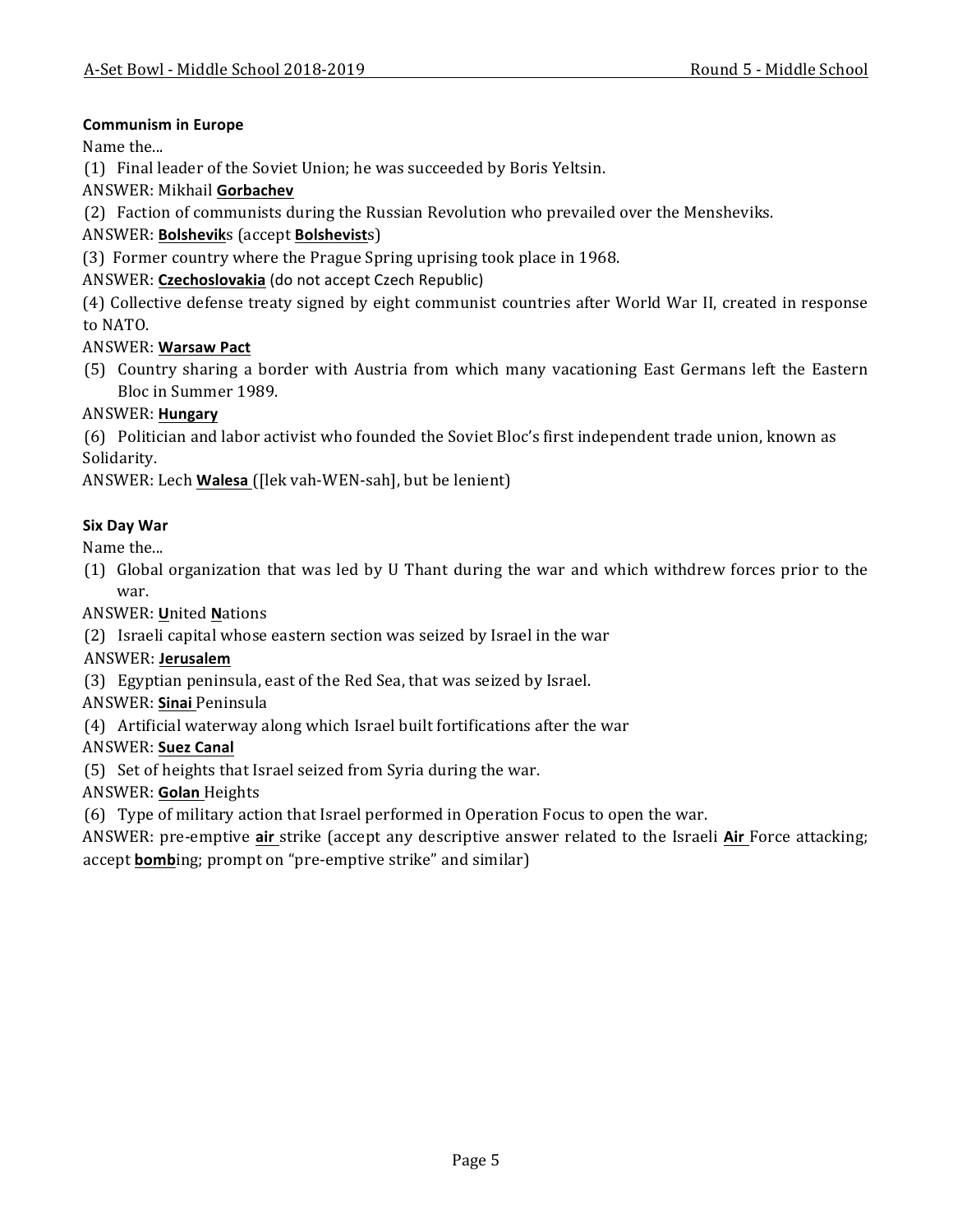**Communism in Europe**

Name the...

(1) Final leader of the Soviet Union; he was succeeded by Boris Yeltsin.

ANSWER: Mikhail **Gorbachev**

(2) Faction of communists during the Russian Revolution who prevailed over the Mensheviks.

ANSWER: **Bolshevik**s (accept **Bolshevist**s)

(3) Former country where the Prague Spring uprising took place in 1968.

ANSWER: **Czechoslovakia** (do not accept Czech Republic)

(4) Collective defense treaty signed by eight communist countries after World War II, created in response to NATO.

ANSWER: **Warsaw Pact**

(5) Country sharing a border with Austria from which many vacationing East Germans left the Eastern Bloc in Summer 1989.

ANSWER: **Hungary**

(6) Politician and labor activist who founded the Soviet Bloc's first independent trade union, known as Solidarity.

ANSWER: Lech **Walesa** ([lek vah-WEN-sah], but be lenient)

**Six Day War**

Name the...

(1) Global organization that was led by U Thant during the war and which withdrew forces prior to the war.

ANSWER: **U**nited **N**ations

(2) Israeli capital whose eastern section was seized by Israel in the war

ANSWER: **Jerusalem**

(3) Egyptian peninsula, east of the Red Sea, that was seized by Israel.

ANSWER: **Sinai** Peninsula

(4) Artificial waterway along which Israel built fortifications after the war

ANSWER: **Suez Canal**

(5) Set of heights that Israel seized from Syria during the war.

ANSWER: **Golan** Heights

(6) Type of military action that Israel performed in Operation Focus to open the war.

ANSWER: pre-emptive **air** strike (accept any descriptive answer related to the Israeli **Air** Force attacking; accept **bomb**ing; prompt on "pre-emptive strike" and similar)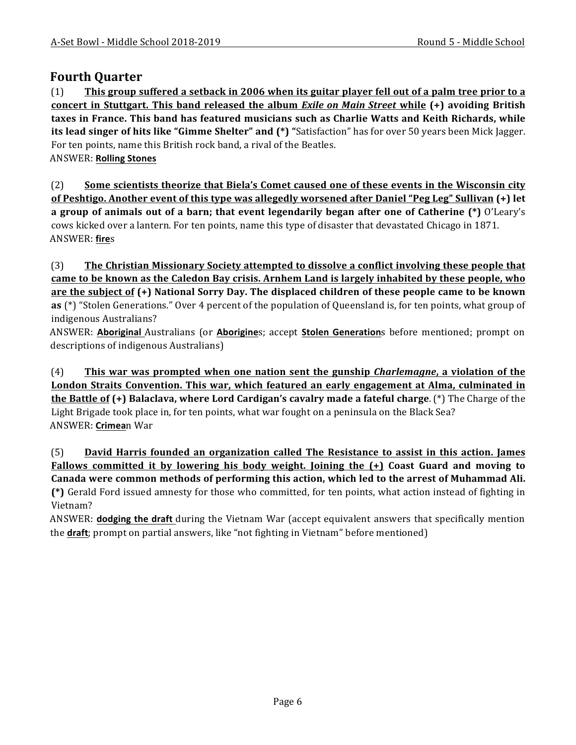## Fourth Quarter

(1) **This group suffered a setback in 2006 when its guitar player fell out of a palm tree prior to a concert in Stuttgart. This band released the album *Exile on Main Street* while (+) avoiding British taxes in France. This band has featured musicians such as Charlie Watts and Keith Richards, while its lead singer of hits like "Gimme Shelter" and (\*) "**Satisfaction" has for over 50 years been Mick Jagger. For ten points, name this British rock band, a rival of the Beatles.
ANSWER: **Rolling Stones**

(2) **Some scientists theorize that Biela's Comet caused one of these events in the Wisconsin city of Peshtigo. Another event of this type was allegedly worsened after Daniel "Peg Leg" Sullivan (+) let a group of animals out of a barn; that event legendarily began after one of Catherine (\*)** O'Leary's cows kicked over a lantern. For ten points, name this type of disaster that devastated Chicago in 1871.
ANSWER: **fire**s

(3) **The Christian Missionary Society attempted to dissolve a conflict involving these people that came to be known as the Caledon Bay crisis. Arnhem Land is largely inhabited by these people, who are the subject of (+) National Sorry Day. The displaced children of these people came to be known as** (\*) "Stolen Generations." Over 4 percent of the population of Queensland is, for ten points, what group of indigenous Australians?
ANSWER: **Aboriginal** Australians (or **Aborigine**s; accept **Stolen Generation**s before mentioned; prompt on descriptions of indigenous Australians)

(4) **This war was prompted when one nation sent the gunship *Charlemagne*, a violation of the London Straits Convention. This war, which featured an early engagement at Alma, culminated in the Battle of (+) Balaclava, where Lord Cardigan's cavalry made a fateful charge**. (\*) The Charge of the Light Brigade took place in, for ten points, what war fought on a peninsula on the Black Sea?
ANSWER: **Crimea**n War

(5) **David Harris founded an organization called The Resistance to assist in this action. James Fallows committed it by lowering his body weight. Joining the (+) Coast Guard and moving to Canada were common methods of performing this action, which led to the arrest of Muhammad Ali. (\*)** Gerald Ford issued amnesty for those who committed, for ten points, what action instead of fighting in Vietnam?
ANSWER: **dodging the draft** during the Vietnam War (accept equivalent answers that specifically mention the **draft**; prompt on partial answers, like "not fighting in Vietnam" before mentioned)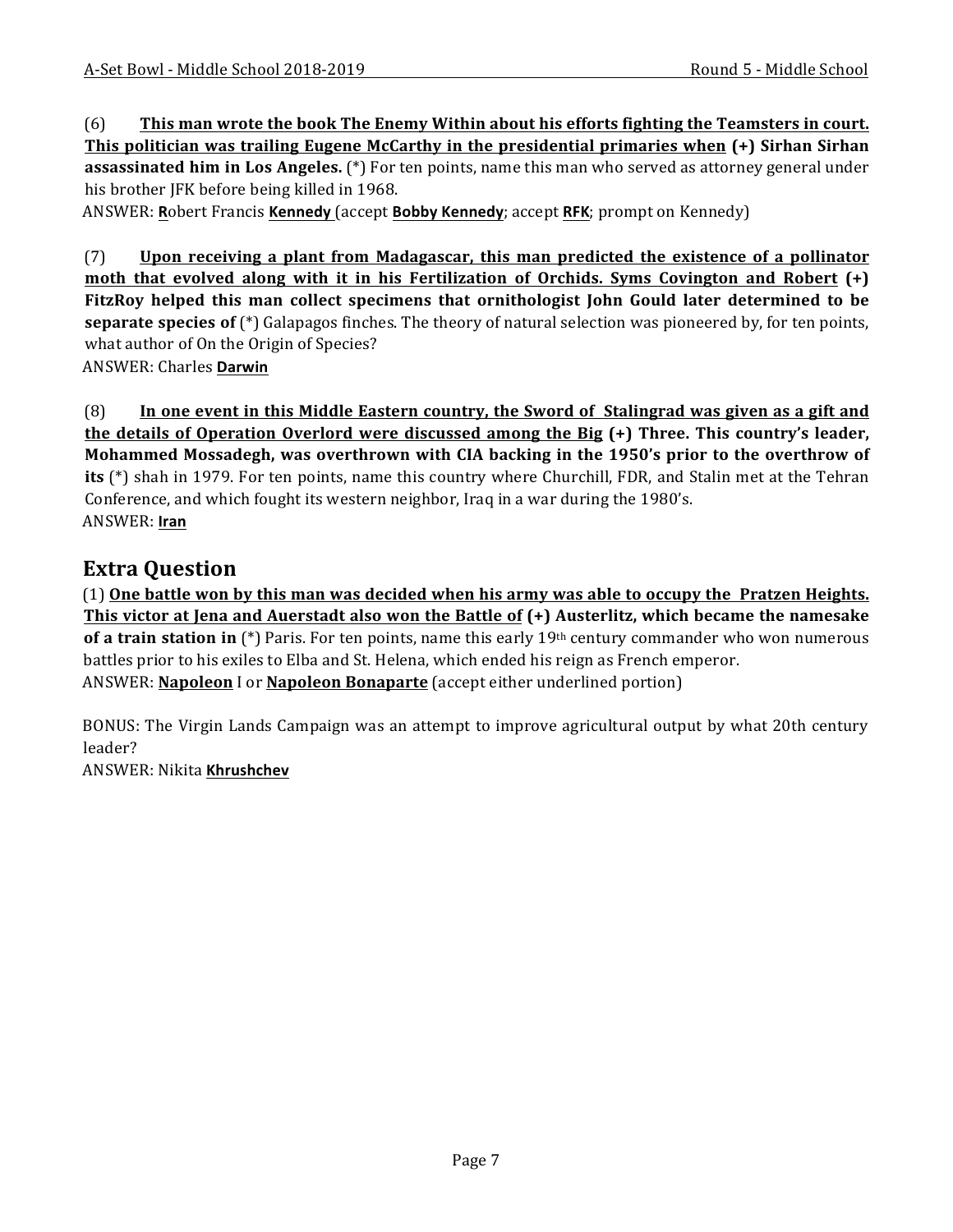(6) **<u>This man wrote the book The Enemy Within about his efforts fighting the Teamsters in court. This politician was trailing Eugene McCarthy in the presidential primaries when</u> (+) Sirhan Sirhan assassinated him in Los Angeles.** (*) For ten points, name this man who served as attorney general under his brother JFK before being killed in 1968.

ANSWER: **<u>R</u>**obert Francis **<u>Kennedy</u>** (accept **<u>Bobby Kennedy</u>**; accept **<u>RFK</u>**; prompt on Kennedy)

(7) **<u>Upon receiving a plant from Madagascar, this man predicted the existence of a pollinator moth that evolved along with it in his Fertilization of Orchids. Syms Covington and Robert</u> (+) FitzRoy helped this man collect specimens that ornithologist John Gould later determined to be separate species of** (*) Galapagos finches. The theory of natural selection was pioneered by, for ten points, what author of On the Origin of Species?

ANSWER: Charles **<u>Darwin</u>**

(8) **<u>In one event in this Middle Eastern country, the Sword of Stalingrad was given as a gift and the details of Operation Overlord were discussed among the Big</u> (+) Three. This country's leader, Mohammed Mossadegh, was overthrown with CIA backing in the 1950's prior to the overthrow of its** (*) shah in 1979. For ten points, name this country where Churchill, FDR, and Stalin met at the Tehran Conference, and which fought its western neighbor, Iraq in a war during the 1980's.

ANSWER: **<u>Iran</u>**

## Extra Question

(1) **<u>One battle won by this man was decided when his army was able to occupy the Pratzen Heights. This victor at Jena and Auerstadt also won the Battle of</u> (+) Austerlitz, which became the namesake of a train station in** (*) Paris. For ten points, name this early 19th century commander who won numerous battles prior to his exiles to Elba and St. Helena, which ended his reign as French emperor.

ANSWER: **<u>Napoleon</u>** I or **<u>Napoleon Bonaparte</u>** (accept either underlined portion)

BONUS: The Virgin Lands Campaign was an attempt to improve agricultural output by what 20th century leader?

ANSWER: Nikita **<u>Khrushchev</u>**